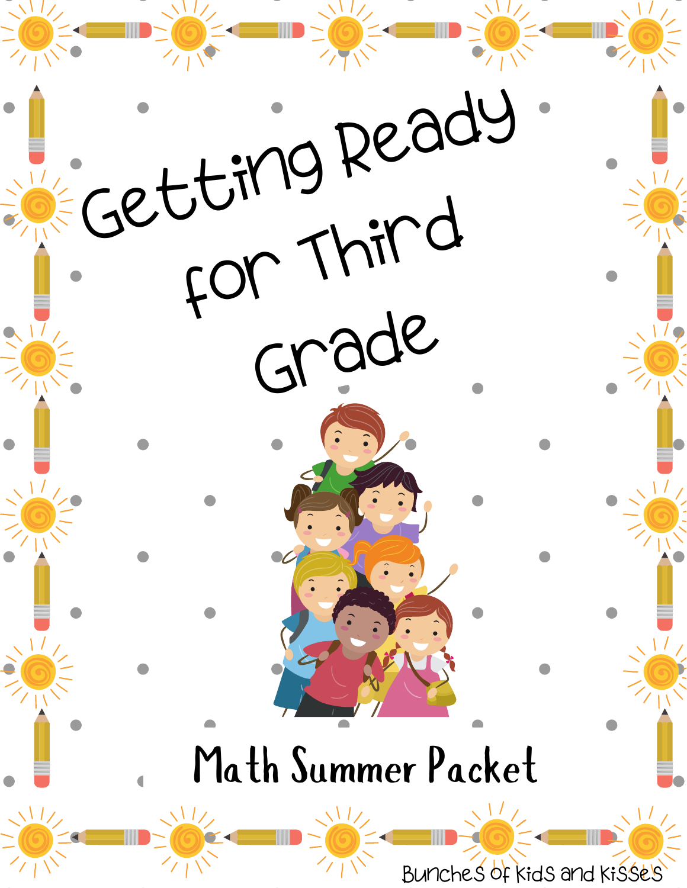# Getting Ready for Third Grade

## Math Summer Packet

Bunches of Kids and Kisses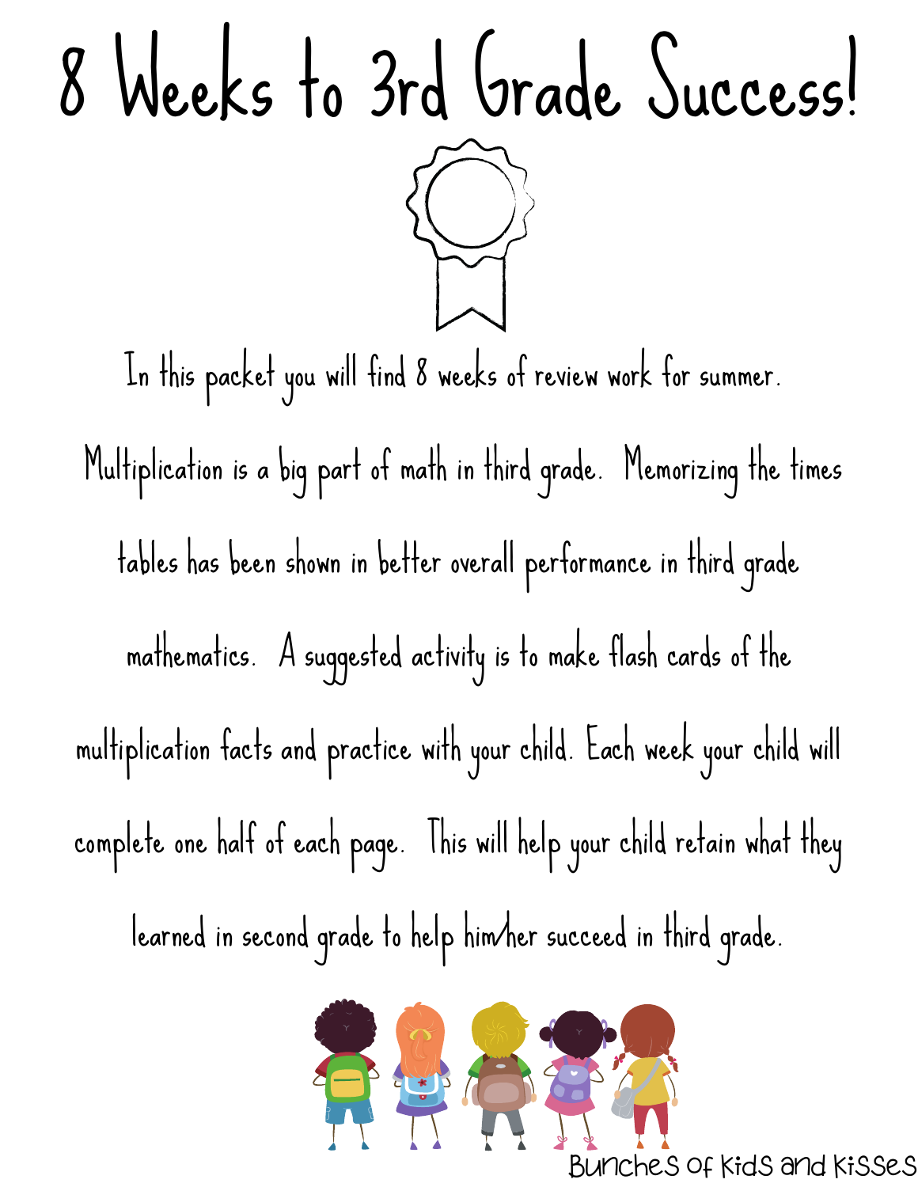# 8 Weeks to 3rd Grade Success!

In this packet you will find 8 weeks of review work for summer. Multiplication is a big part of math in third grade. Memorizing the times tables has been shown in better overall performance in third grade mathematics. A suggested activity is to make flash cards of the multiplication facts and practice with your child. Each week your child will complete one half of each page. This will help your child retain what they learned in second grade to help him/her succeed in third grade.

Bunches of Kids and Kisses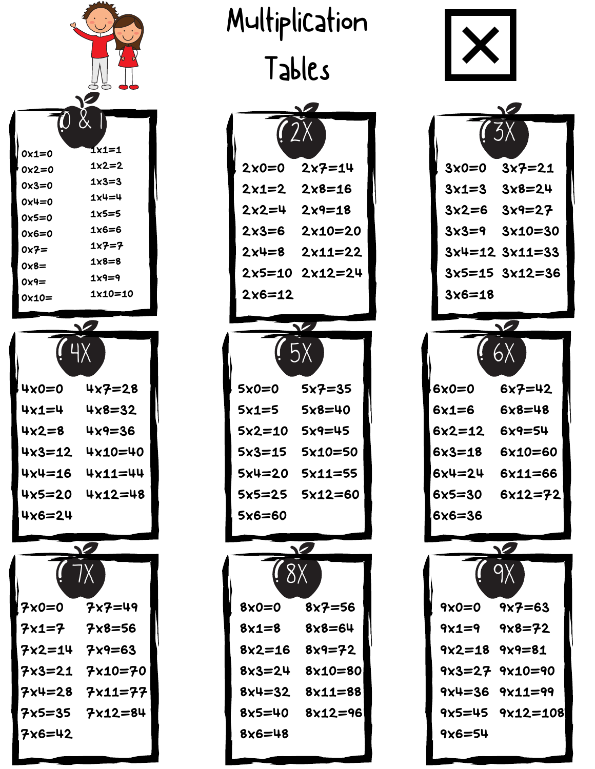# Multiplication Tables

## 0 & 1

0x1=0
0x2=0
0x3=0
0x4=0
0x5=0
0x6=0
0x7=
0x8=
0x9=
0x10=

1x1=1
1x2=2
1x3=3
1x4=4
1x5=5
1x6=6
1x7=7
1x8=8
1x9=9
1x10=10

## 2X

2x0=0
2x1=2
2x2=4
2x3=6
2x4=8
2x5=10
2x6=12
2x7=14
2x8=16
2x9=18
2x10=20
2x11=22
2x12=24

## 3X

3x0=0
3x1=3
3x2=6
3x3=9
3x4=12
3x5=15
3x6=18
3x7=21
3x8=24
3x9=27
3x10=30
3x11=33
3x12=36

## 4X

4x0=0
4x1=4
4x2=8
4x3=12
4x4=16
4x5=20
4x6=24
4x7=28
4x8=32
4x9=36
4x10=40
4x11=44
4x12=48

## 5X

5x0=0
5x1=5
5x2=10
5x3=15
5x4=20
5x5=25
5x6=60
5x7=35
5x8=40
5x9=45
5x10=50
5x11=55
5x12=60

## 6X

6x0=0
6x1=6
6x2=12
6x3=18
6x4=24
6x5=30
6x6=36
6x7=42
6x8=48
6x9=54
6x10=60
6x11=66
6x12=72

## 7X

7x0=0
7x1=7
7x2=14
7x3=21
7x4=28
7x5=35
7x6=42
7x7=49
7x8=56
7x9=63
7x10=70
7x11=77
7x12=84

## 8X

8x0=0
8x1=8
8x2=16
8x3=24
8x4=32
8x5=40
8x6=48
8x7=56
8x8=64
8x9=72
8x10=80
8x11=88
8x12=96

## 9X

9x0=0
9x1=9
9x2=18
9x3=27
9x4=36
9x5=45
9x6=54
9x7=63
9x8=72
9x9=81
9x10=90
9x11=99
9x12=108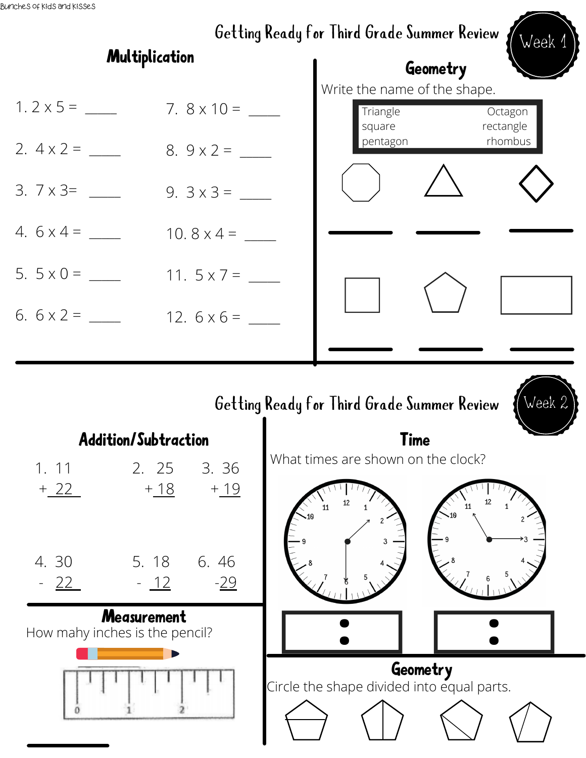Bunches of Kids and Kisses

## Getting Ready for Third Grade Summer Review — Week 1

### Multiplication

1. 2 x 5 = _____
2. 4 x 2 = _____
3. 7 x 3= _____
4. 6 x 4 = _____
5. 5 x 0 = _____
6. 6 x 2 = _____
7. 8 x 10 = _____
8. 9 x 2 = _____
9. 3 x 3 = _____
10. 8 x 4 = _____
11. 5 x 7 = _____
12. 6 x 6 = _____

### Geometry

Write the name of the shape.

| Triangle | Octagon |
|---|---|
| square | rectangle |
| pentagon | rhombus |

_____ _____ _____

_____ _____ _____

## Getting Ready for Third Grade Summer Review — Week 2

### Addition/Subtraction

1. 11 + 22
2. 25 + 18
3. 36 + 19
4. 30 - 22
5. 18 - 12
6. 46 - 29

### Measurement

How mahy inches is the pencil?

0 1 2

_____

### Time

What times are shown on the clock?

12 1 2 3 4 5 6 7 8 9 10 11

12 1 2 3 4 5 6 7 8 9 10 11

___ : ___ ___ : ___

### Geometry

Circle the shape divided into equal parts.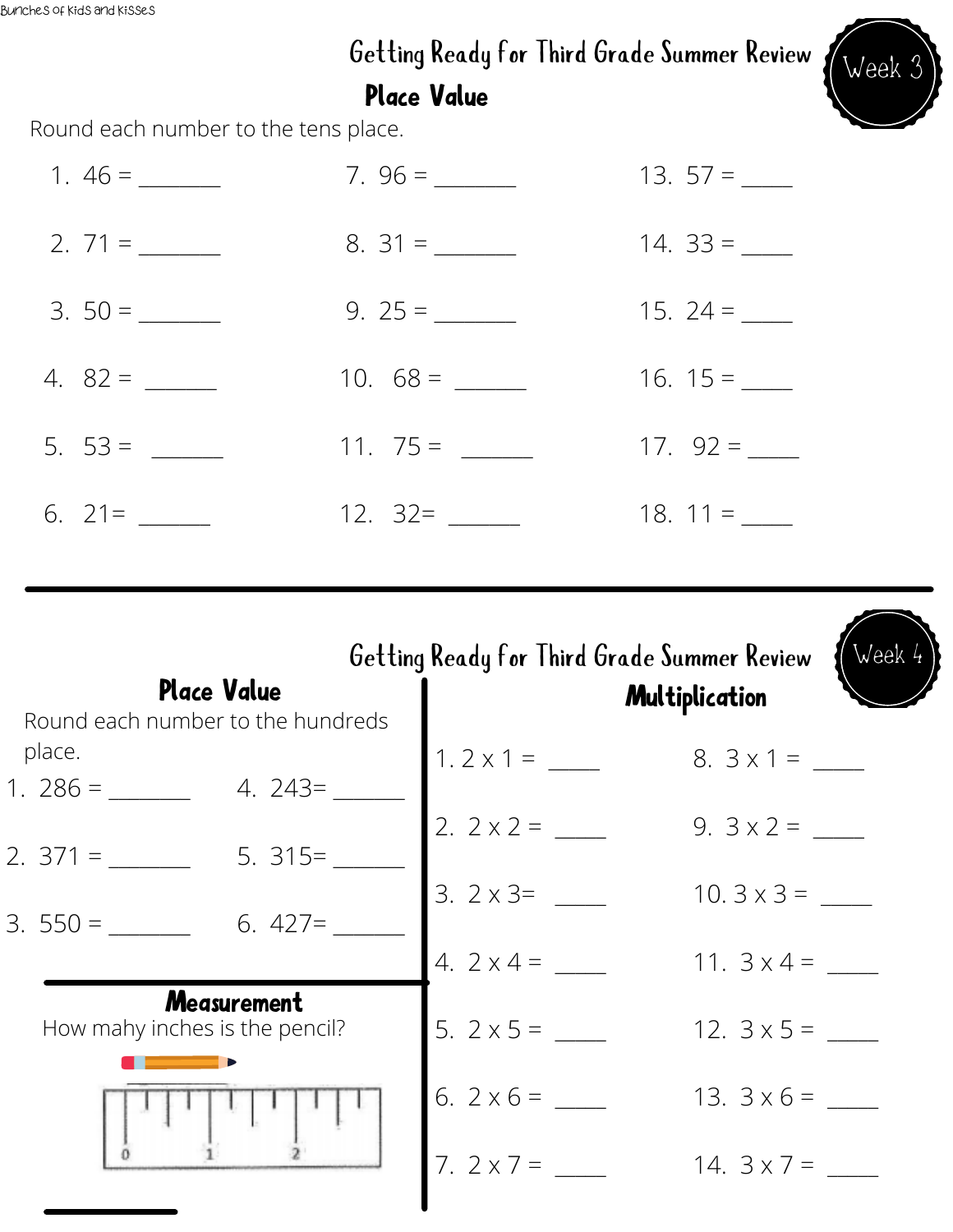Bunches of Kids and Kisses

## Getting Ready for Third Grade Summer Review

Week 3

### Place Value

Round each number to the tens place.

1. 46 = _______
2. 71 = _______
3. 50 = _______
4. 82 = ______
5. 53 = ______
6. 21= ______
7. 96 = _______
8. 31 = _______
9. 25 = _______
10. 68 = ______
11. 75 = ______
12. 32= ______
13. 57 = ____
14. 33 = ____
15. 24 = ____
16. 15 = ____
17. 92 = ____
18. 11 = ____

---

## Getting Ready for Third Grade Summer Review

Week 4

### Place Value

Round each number to the hundreds place.

1. 286 = _______
2. 371 = _______
3. 550 = _______
4. 243= ______
5. 315= ______
6. 427= ______

### Measurement

How mahy inches is the pencil?

0 1 2

______

### Multiplication

1. 2 x 1 = ____
2. 2 x 2 = ____
3. 2 x 3= ____
4. 2 x 4 = ____
5. 2 x 5 = ____
6. 2 x 6 = ____
7. 2 x 7 = ____
8. 3 x 1 = ____
9. 3 x 2 = ____
10. 3 x 3 = ____
11. 3 x 4 = ____
12. 3 x 5 = ____
13. 3 x 6 = ____
14. 3 x 7 = ____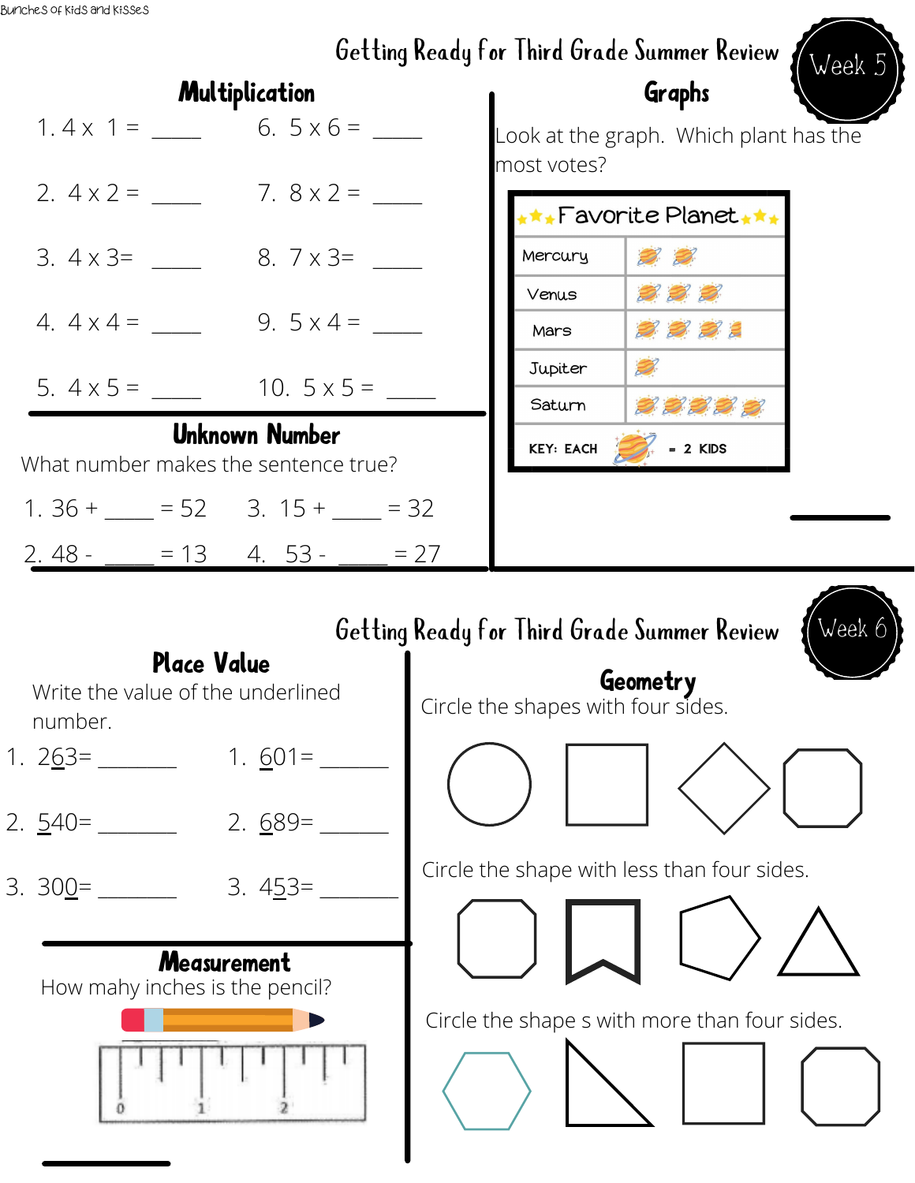# Getting Ready for Third Grade Summer Review

Week 5

## Multiplication

1. 4 x 1 = _____
2. 4 x 2 = _____
3. 4 x 3= _____
4. 4 x 4 = _____
5. 4 x 5 = _____
6. 5 x 6 = _____
7. 8 x 2 = _____
8. 7 x 3= _____
9. 5 x 4 = _____
10. 5 x 5 = _____

## Unknown Number

What number makes the sentence true?

1. 36 + _____ = 52
2. 48 - _____ = 13
3. 15 + _____ = 32
4. 53 - _____ = 27

## Graphs

Look at the graph. Which plant has the most votes?

**Favorite Planet**

| Planet | Votes |
|---|---|
| Mercury | 2 planet symbols |
| Venus | 3 planet symbols |
| Mars | 3 and a half planet symbols |
| Jupiter | 1 planet symbol |
| Saturn | 5 planet symbols |

KEY: EACH planet symbol = 2 KIDS

_____

# Getting Ready for Third Grade Summer Review

Week 6

## Place Value

Write the value of the underlined number.

1. 2<u>6</u>3= _______
2. <u>5</u>40= _______
3. 30<u>0</u>= _______
1. <u>6</u>01= _______
2. <u>6</u>89= _______
3. 4<u>5</u>3= _______

## Measurement

How mahy inches is the pencil?

_____

## Geometry

Circle the shapes with four sides.

Circle the shape with less than four sides.

Circle the shape s with more than four sides.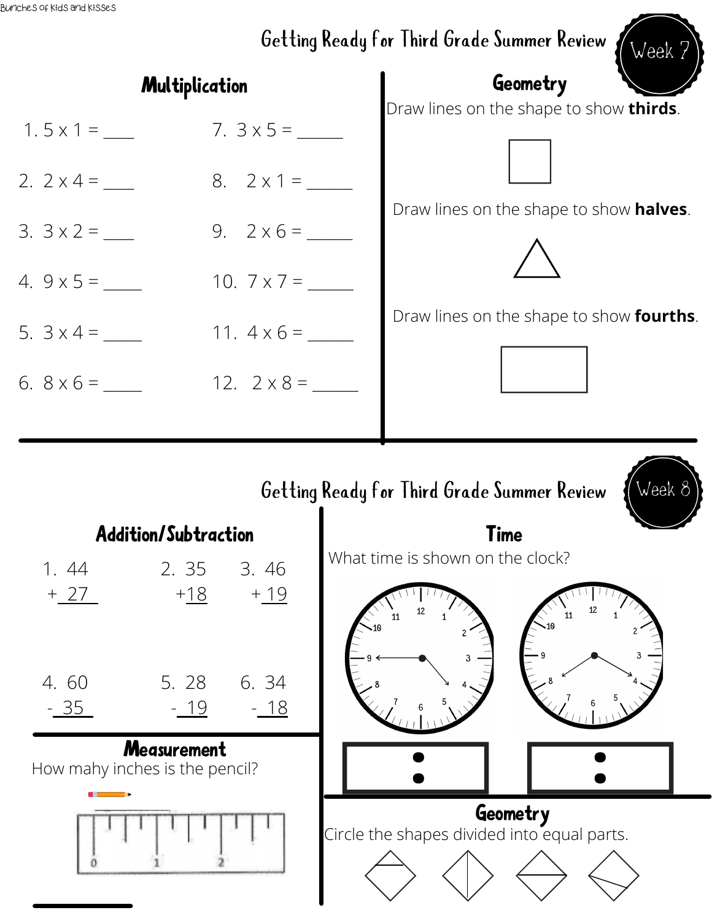Bunches of Kids and Kisses

## Getting Ready for Third Grade Summer Review — Week 7

### Multiplication

1. 5 x 1 = ____
2. 2 x 4 = ____
3. 3 x 2 = ____
4. 9 x 5 = _____
5. 3 x 4 = _____
6. 8 x 6 = _____
7. 3 x 5 = ______
8. 2 x 1 = ______
9. 2 x 6 = ______
10. 7 x 7 = ______
11. 4 x 6 = ______
12. 2 x 8 = ______

### Geometry

Draw lines on the shape to show **thirds**.

Draw lines on the shape to show **halves**.

Draw lines on the shape to show **fourths**.

## Getting Ready for Third Grade Summer Review — Week 8

### Addition/Subtraction

1. 44 + 27
2. 35 + 18
3. 46 + 19
4. 60 - 35
5. 28 - 19
6. 34 - 18

### Measurement

How mahy inches is the pencil?

0 1 2

### Time

What time is shown on the clock?

___ : ___   ___ : ___

### Geometry

Circle the shapes divided into equal parts.